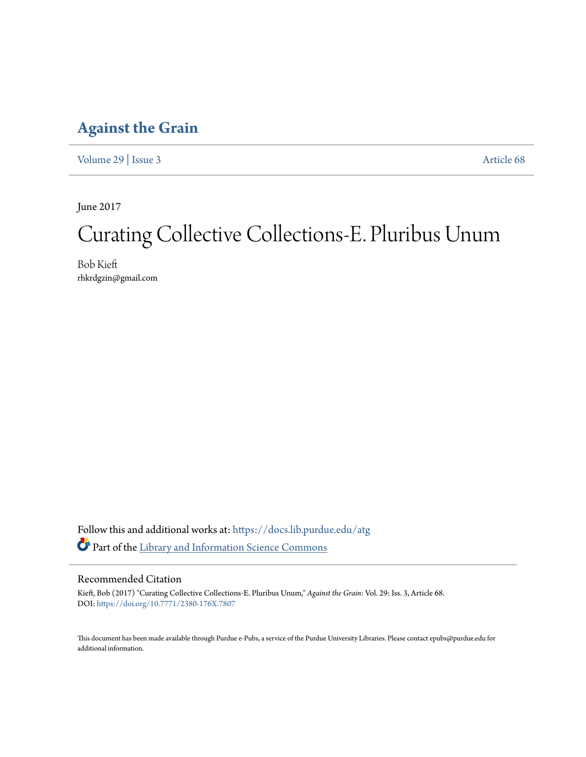# Against the Grain

Volume 29 | Issue 3 Article 68

June 2017

# Curating Collective Collections-E. Pluribus Unum

Bob Kieft
rhkrdgzin@gmail.com

Follow this and additional works at: https://docs.lib.purdue.edu/atg

Part of the Library and Information Science Commons

## Recommended Citation

Kieft, Bob (2017) "Curating Collective Collections-E. Pluribus Unum," *Against the Grain*: Vol. 29: Iss. 3, Article 68.
DOI: https://doi.org/10.7771/2380-176X.7807

This document has been made available through Purdue e-Pubs, a service of the Purdue University Libraries. Please contact epubs@purdue.edu for additional information.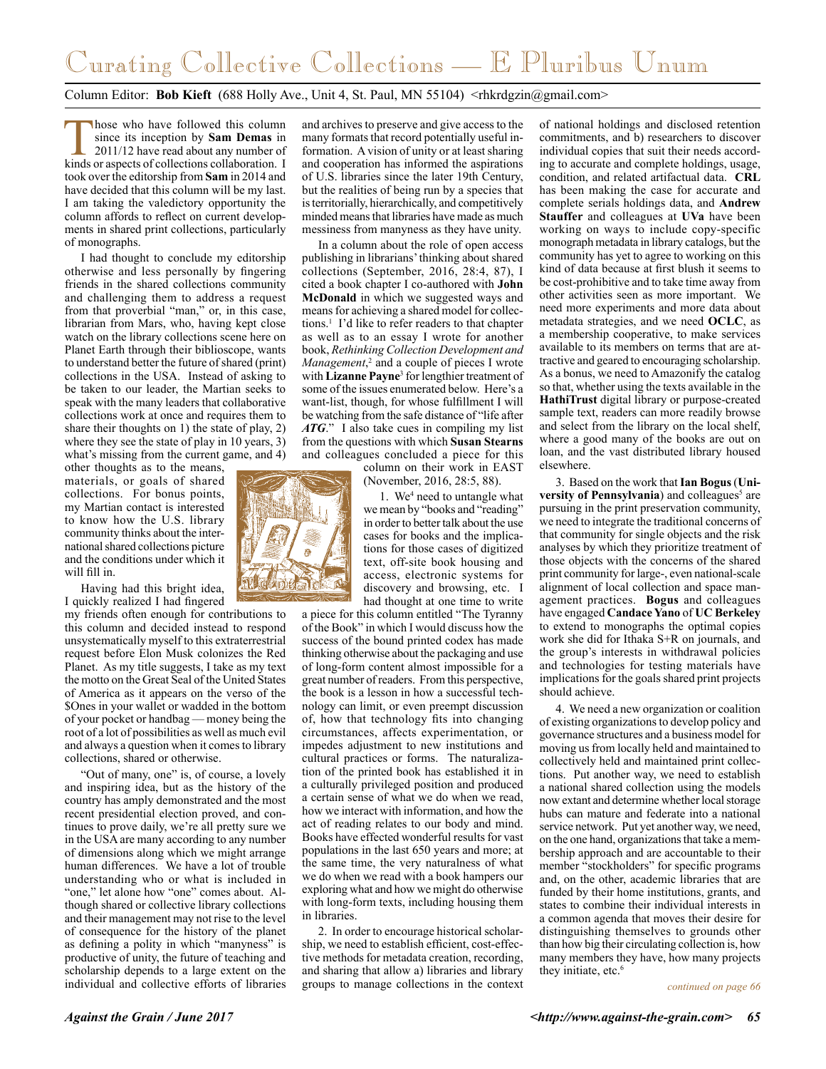# Curating Collective Collections — E Pluribus Unum

Column Editor: **Bob Kieft** (688 Holly Ave., Unit 4, St. Paul, MN 55104) <rhkrdgzin@gmail.com>

Those who have followed this column since its inception by **Sam Demas** in 2011/12 have read about any number of kinds or aspects of collections collaboration. I took over the editorship from **Sam** in 2014 and have decided that this column will be my last. I am taking the valedictory opportunity the column affords to reflect on current developments in shared print collections, particularly of monographs.

I had thought to conclude my editorship otherwise and less personally by fingering friends in the shared collections community and challenging them to address a request from that proverbial "man," or, in this case, librarian from Mars, who, having kept close watch on the library collections scene here on Planet Earth through their biblioscope, wants to understand better the future of shared (print) collections in the USA. Instead of asking to be taken to our leader, the Martian seeks to speak with the many leaders that collaborative collections work at once and requires them to share their thoughts on 1) the state of play, 2) where they see the state of play in 10 years, 3) what's missing from the current game, and 4) other thoughts as to the means, materials, or goals of shared collections. For bonus points, my Martian contact is interested to know how the U.S. library community thinks about the international shared collections picture and the conditions under which it will fill in.

Having had this bright idea, I quickly realized I had fingered my friends often enough for contributions to this column and decided instead to respond unsystematically myself to this extraterrestrial request before Elon Musk colonizes the Red Planet. As my title suggests, I take as my text the motto on the Great Seal of the United States of America as it appears on the verso of the $Ones in your wallet or wadded in the bottom of your pocket or handbag — money being the root of a lot of possibilities as well as much evil and always a question when it comes to library collections, shared or otherwise.

"Out of many, one" is, of course, a lovely and inspiring idea, but as the history of the country has amply demonstrated and the most recent presidential election proved, and continues to prove daily, we're all pretty sure we in the USA are many according to any number of dimensions along which we might arrange human differences. We have a lot of trouble understanding who or what is included in "one," let alone how "one" comes about. Although shared or collective library collections and their management may not rise to the level of consequence for the history of the planet as defining a polity in which "manyness" is productive of unity, the future of teaching and scholarship depends to a large extent on the individual and collective efforts of libraries and archives to preserve and give access to the many formats that record potentially useful information. A vision of unity or at least sharing and cooperation has informed the aspirations of U.S. libraries since the later 19th Century, but the realities of being run by a species that is territorially, hierarchically, and competitively minded means that libraries have made as much messiness from manyness as they have unity.

In a column about the role of open access publishing in librarians' thinking about shared collections (September, 2016, 28:4, 87), I cited a book chapter I co-authored with **John McDonald** in which we suggested ways and means for achieving a shared model for collections.[1] I'd like to refer readers to that chapter as well as to an essay I wrote for another book, *Rethinking Collection Development and Management*,[2] and a couple of pieces I wrote with **Lizanne Payne**[3] for lengthier treatment of some of the issues enumerated below. Here's a want-list, though, for whose fulfillment I will be watching from the safe distance of "life after *ATG*." I also take cues in compiling my list from the questions with which **Susan Stearns** and colleagues concluded a piece for this column on their work in EAST (November, 2016, 28:5, 88).

1. We[4] need to untangle what we mean by "books and "reading" in order to better talk about the use cases for books and the implications for those cases of digitized text, off-site book housing and access, electronic systems for discovery and browsing, etc. I had thought at one time to write a piece for this column entitled "The Tyranny of the Book" in which I would discuss how the success of the bound printed codex has made thinking otherwise about the packaging and use of long-form content almost impossible for a great number of readers. From this perspective, the book is a lesson in how a successful technology can limit, or even preempt discussion of, how that technology fits into changing circumstances, affects experimentation, or impedes adjustment to new institutions and cultural practices or forms. The naturalization of the printed book has established it in a culturally privileged position and produced a certain sense of what we do when we read, how we interact with information, and how the act of reading relates to our body and mind. Books have effected wonderful results for vast populations in the last 650 years and more; at the same time, the very naturalness of what we do when we read with a book hampers our exploring what and how we might do otherwise with long-form texts, including housing them in libraries.

2. In order to encourage historical scholarship, we need to establish efficient, cost-effective methods for metadata creation, recording, and sharing that allow a) libraries and library groups to manage collections in the context of national holdings and disclosed retention commitments, and b) researchers to discover individual copies that suit their needs according to accurate and complete holdings, usage, condition, and related artifactual data. **CRL** has been making the case for accurate and complete serials holdings data, and **Andrew Stauffer** and colleagues at **UVa** have been working on ways to include copy-specific monograph metadata in library catalogs, but the community has yet to agree to working on this kind of data because at first blush it seems to be cost-prohibitive and to take time away from other activities seen as more important. We need more experiments and more data about metadata strategies, and we need **OCLC**, as a membership cooperative, to make services available to its members on terms that are attractive and geared to encouraging scholarship. As a bonus, we need to Amazonify the catalog so that, whether using the texts available in the **HathiTrust** digital library or purpose-created sample text, readers can more readily browse and select from the library on the local shelf, where a good many of the books are out on loan, and the vast distributed library housed elsewhere.

3. Based on the work that **Ian Bogus** (**University of Pennsylvania**) and colleagues[5] are pursuing in the print preservation community, we need to integrate the traditional concerns of that community for single objects and the risk analyses by which they prioritize treatment of those objects with the concerns of the shared print community for large-, even national-scale alignment of local collection and space management practices. **Bogus** and colleagues have engaged **Candace Yano** of **UC Berkeley** to extend to monographs the optimal copies work she did for Ithaka S+R on journals, and the group's interests in withdrawal policies and technologies for testing materials have implications for the goals shared print projects should achieve.

4. We need a new organization or coalition of existing organizations to develop policy and governance structures and a business model for moving us from locally held and maintained to collectively held and maintained print collections. Put another way, we need to establish a national shared collection using the models now extant and determine whether local storage hubs can mature and federate into a national service network. Put yet another way, we need, on the one hand, organizations that take a membership approach and are accountable to their member "stockholders" for specific programs and, on the other, academic libraries that are funded by their home institutions, grants, and states to combine their individual interests in a common agenda that moves their desire for distinguishing themselves to grounds other than how big their circulating collection is, how many members they have, how many projects they initiate, etc.[6]

*continued on page 66*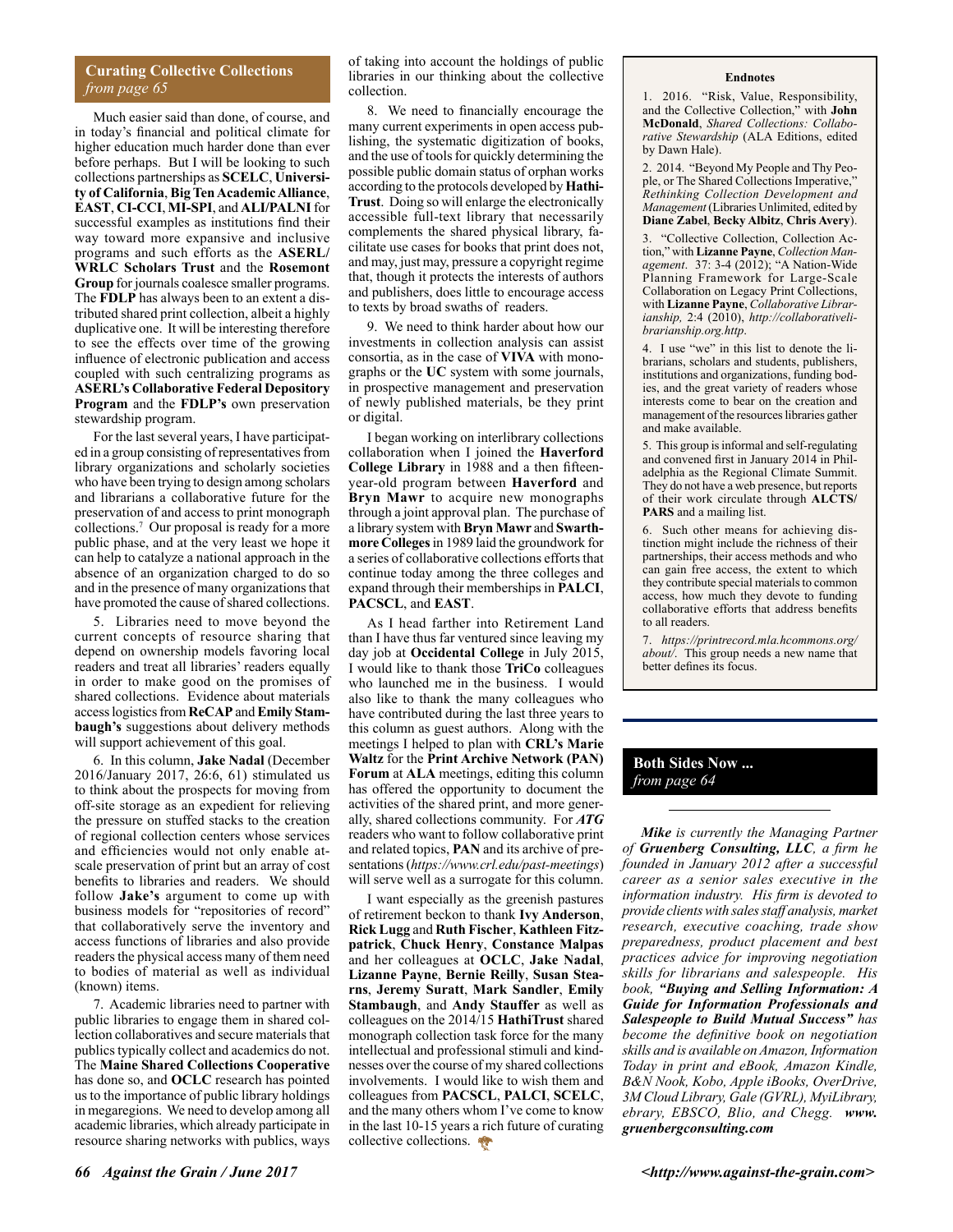## Curating Collective Collections
*from page 65*

Much easier said than done, of course, and in today's financial and political climate for higher education much harder done than ever before perhaps. But I will be looking to such collections partnerships as **SCELC**, **University of California**, **Big Ten Academic Alliance**, **EAST**, **CI-CCI**, **MI-SPI**, and **ALI/PALNI** for successful examples as institutions find their way toward more expansive and inclusive programs and such efforts as the **ASERL/WRLC Scholars Trust** and the **Rosemont Group** for journals coalesce smaller programs. The **FDLP** has always been to an extent a distributed shared print collection, albeit a highly duplicative one. It will be interesting therefore to see the effects over time of the growing influence of electronic publication and access coupled with such centralizing programs as **ASERL's Collaborative Federal Depository Program** and the **FDLP's** own preservation stewardship program.

For the last several years, I have participated in a group consisting of representatives from library organizations and scholarly societies who have been trying to design among scholars and librarians a collaborative future for the preservation of and access to print monograph collections.[7] Our proposal is ready for a more public phase, and at the very least we hope it can help to catalyze a national approach in the absence of an organization charged to do so and in the presence of many organizations that have promoted the cause of shared collections.

5. Libraries need to move beyond the current concepts of resource sharing that depend on ownership models favoring local readers and treat all libraries' readers equally in order to make good on the promises of shared collections. Evidence about materials access logistics from **ReCAP** and **Emily Stambaugh's** suggestions about delivery methods will support achievement of this goal.

6. In this column, **Jake Nadal** (December 2016/January 2017, 26:6, 61) stimulated us to think about the prospects for moving from off-site storage as an expedient for relieving the pressure on stuffed stacks to the creation of regional collection centers whose services and efficiencies would not only enable at-scale preservation of print but an array of cost benefits to libraries and readers. We should follow **Jake's** argument to come up with business models for "repositories of record" that collaboratively serve the inventory and access functions of libraries and also provide readers the physical access many of them need to bodies of material as well as individual (known) items.

7. Academic libraries need to partner with public libraries to engage them in shared collection collaboratives and secure materials that publics typically collect and academics do not. The **Maine Shared Collections Cooperative** has done so, and **OCLC** research has pointed us to the importance of public library holdings in megaregions. We need to develop among all academic libraries, which already participate in resource sharing networks with publics, ways of taking into account the holdings of public libraries in our thinking about the collective collection.

8. We need to financially encourage the many current experiments in open access publishing, the systematic digitization of books, and the use of tools for quickly determining the possible public domain status of orphan works according to the protocols developed by **HathiTrust**. Doing so will enlarge the electronically accessible full-text library that necessarily complements the shared physical library, facilitate use cases for books that print does not, and may, just may, pressure a copyright regime that, though it protects the interests of authors and publishers, does little to encourage access to texts by broad swaths of readers.

9. We need to think harder about how our investments in collection analysis can assist consortia, as in the case of **VIVA** with monographs or the **UC** system with some journals, in prospective management and preservation of newly published materials, be they print or digital.

I began working on interlibrary collections collaboration when I joined the **Haverford College Library** in 1988 and a then fifteen-year-old program between **Haverford** and **Bryn Mawr** to acquire new monographs through a joint approval plan. The purchase of a library system with **Bryn Mawr** and **Swarthmore Colleges** in 1989 laid the groundwork for a series of collaborative collections efforts that continue today among the three colleges and expand through their memberships in **PALCI**, **PACSCL**, and **EAST**.

As I head farther into Retirement Land than I have thus far ventured since leaving my day job at **Occidental College** in July 2015, I would like to thank those **TriCo** colleagues who launched me in the business. I would also like to thank the many colleagues who have contributed during the last three years to this column as guest authors. Along with the meetings I helped to plan with **CRL's Marie Waltz** for the **Print Archive Network (PAN) Forum** at **ALA** meetings, editing this column has offered the opportunity to document the activities of the shared print, and more generally, shared collections community. For ***ATG*** readers who want to follow collaborative print and related topics, **PAN** and its archive of presentations (*https://www.crl.edu/past-meetings*) will serve well as a surrogate for this column.

I want especially as the greenish pastures of retirement beckon to thank **Ivy Anderson**, **Rick Lugg** and **Ruth Fischer**, **Kathleen Fitzpatrick**, **Chuck Henry**, **Constance Malpas** and her colleagues at **OCLC**, **Jake Nadal**, **Lizanne Payne**, **Bernie Reilly**, **Susan Stearns**, **Jeremy Suratt**, **Mark Sandler**, **Emily Stambaugh**, and **Andy Stauffer** as well as colleagues on the 2014/15 **HathiTrust** shared monograph collection task force for the many intellectual and professional stimuli and kindnesses over the course of my shared collections involvements. I would like to wish them and colleagues from **PACSCL**, **PALCI**, **SCELC**, and the many others whom I've come to know in the last 10-15 years a rich future of curating collective collections.

### Endnotes

1. 2016. "Risk, Value, Responsibility, and the Collective Collection," with **John McDonald**, *Shared Collections: Collaborative Stewardship* (ALA Editions, edited by Dawn Hale).

2. 2014. "Beyond My People and Thy People, or The Shared Collections Imperative," *Rethinking Collection Development and Management* (Libraries Unlimited, edited by **Diane Zabel**, **Becky Albitz**, **Chris Avery**).

3. "Collective Collection, Collection Action," with **Lizanne Payne**, *Collection Management*. 37: 3-4 (2012); "A Nation-Wide Planning Framework for Large-Scale Collaboration on Legacy Print Collections, with **Lizanne Payne**, *Collaborative Librarianship,* 2:4 (2010), *http://collaborativelibrarianship.org.http*.

4. I use "we" in this list to denote the librarians, scholars and students, publishers, institutions and organizations, funding bodies, and the great variety of readers whose interests come to bear on the creation and management of the resources libraries gather and make available.

5. This group is informal and self-regulating and convened first in January 2014 in Philadelphia as the Regional Climate Summit. They do not have a web presence, but reports of their work circulate through **ALCTS/PARS** and a mailing list.

6. Such other means for achieving distinction might include the richness of their partnerships, their access methods and who can gain free access, the extent to which they contribute special materials to common access, how much they devote to funding collaborative efforts that address benefits to all readers.

7. *https://printrecord.mla.hcommons.org/about/*. This group needs a new name that better defines its focus.

## Both Sides Now ...
*from page 64*

***Mike** is currently the Managing Partner of **Gruenberg Consulting, LLC**, a firm he founded in January 2012 after a successful career as a senior sales executive in the information industry. His firm is devoted to provide clients with sales staff analysis, market research, executive coaching, trade show preparedness, product placement and best practices advice for improving negotiation skills for librarians and salespeople. His book, **"Buying and Selling Information: A Guide for Information Professionals and Salespeople to Build Mutual Success"** has become the definitive book on negotiation skills and is available on Amazon, Information Today in print and eBook, Amazon Kindle, B&N Nook, Kobo, Apple iBooks, OverDrive, 3M Cloud Library, Gale (GVRL), MyiLibrary, ebrary, EBSCO, Blio, and Chegg. **www.gruenbergconsulting.com***